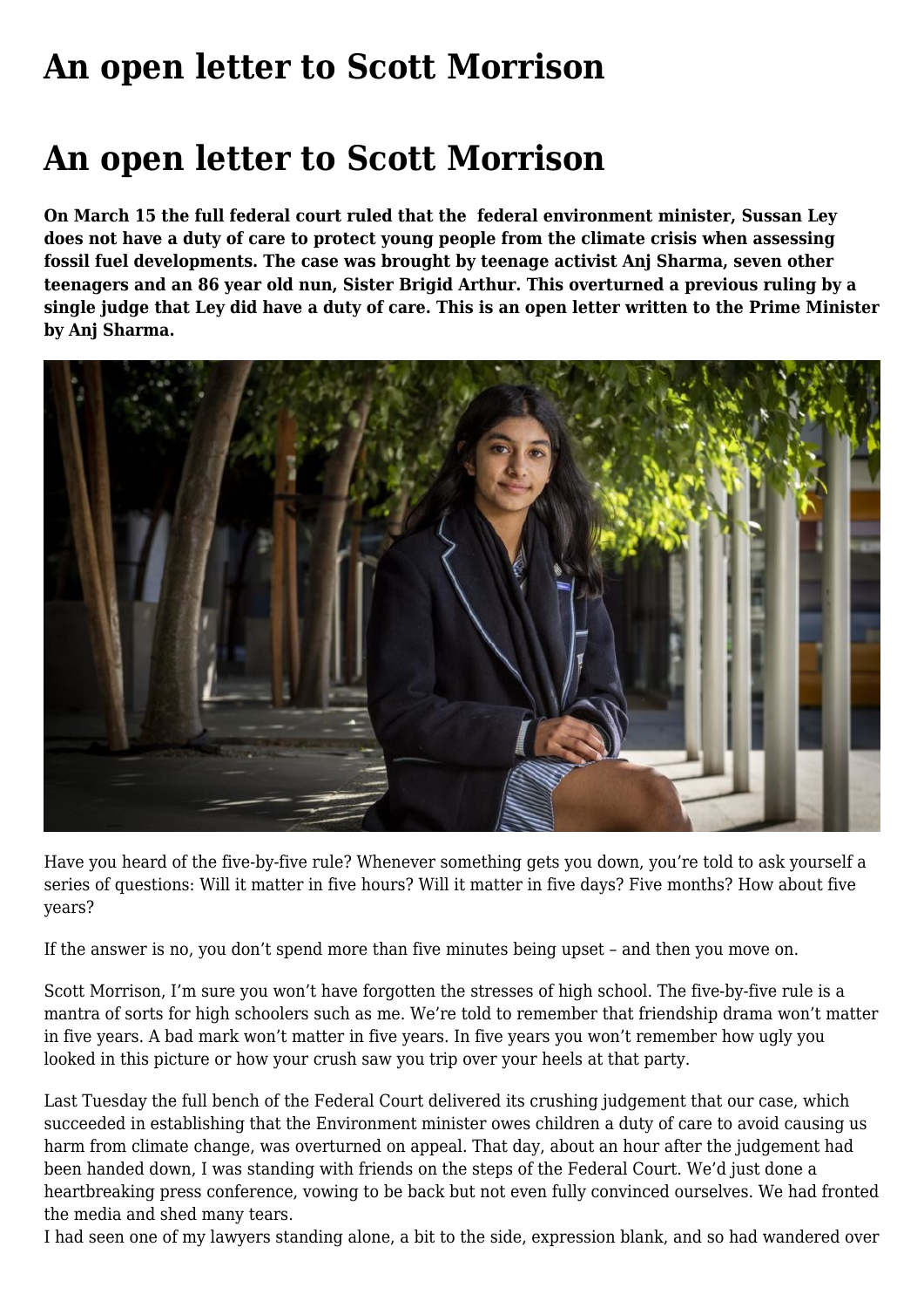# An open letter to Scott Morrison

# An open letter to Scott Morrison

**On March 15 the full federal court ruled that the federal environment minister, Sussan Ley does not have a duty of care to protect young people from the climate crisis when assessing fossil fuel developments. The case was brought by teenage activist Anj Sharma, seven other teenagers and an 86 year old nun, Sister Brigid Arthur. This overturned a previous ruling by a single judge that Ley did have a duty of care. This is an open letter written to the Prime Minister by Anj Sharma.**

Have you heard of the five-by-five rule? Whenever something gets you down, you're told to ask yourself a series of questions: Will it matter in five hours? Will it matter in five days? Five months? How about five years?

If the answer is no, you don't spend more than five minutes being upset – and then you move on.

Scott Morrison, I'm sure you won't have forgotten the stresses of high school. The five-by-five rule is a mantra of sorts for high schoolers such as me. We're told to remember that friendship drama won't matter in five years. A bad mark won't matter in five years. In five years you won't remember how ugly you looked in this picture or how your crush saw you trip over your heels at that party.

Last Tuesday the full bench of the Federal Court delivered its crushing judgement that our case, which succeeded in establishing that the Environment minister owes children a duty of care to avoid causing us harm from climate change, was overturned on appeal. That day, about an hour after the judgement had been handed down, I was standing with friends on the steps of the Federal Court. We'd just done a heartbreaking press conference, vowing to be back but not even fully convinced ourselves. We had fronted the media and shed many tears.

I had seen one of my lawyers standing alone, a bit to the side, expression blank, and so had wandered over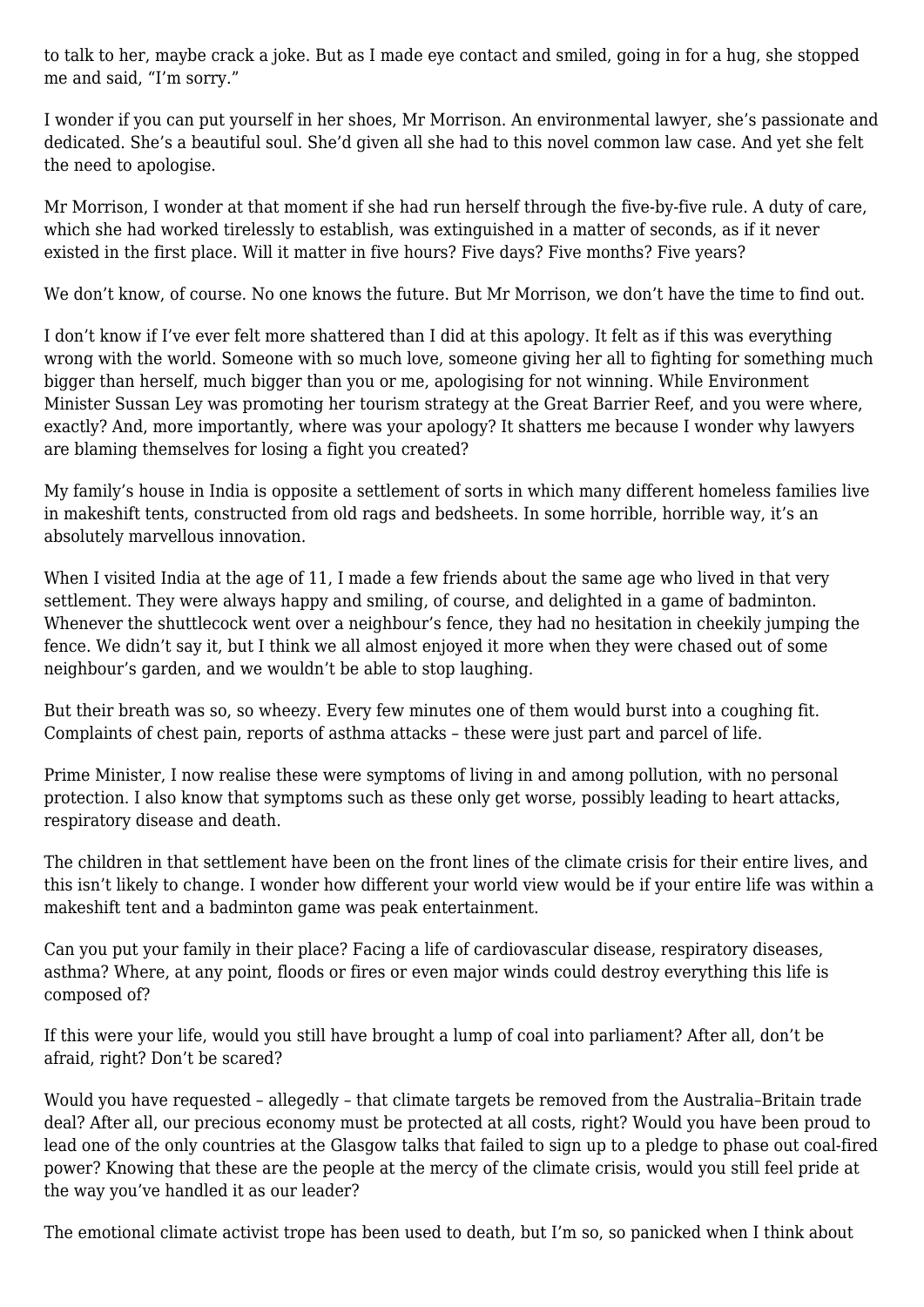to talk to her, maybe crack a joke. But as I made eye contact and smiled, going in for a hug, she stopped me and said, "I'm sorry."

I wonder if you can put yourself in her shoes, Mr Morrison. An environmental lawyer, she's passionate and dedicated. She's a beautiful soul. She'd given all she had to this novel common law case. And yet she felt the need to apologise.

Mr Morrison, I wonder at that moment if she had run herself through the five-by-five rule. A duty of care, which she had worked tirelessly to establish, was extinguished in a matter of seconds, as if it never existed in the first place. Will it matter in five hours? Five days? Five months? Five years?

We don't know, of course. No one knows the future. But Mr Morrison, we don't have the time to find out.

I don't know if I've ever felt more shattered than I did at this apology. It felt as if this was everything wrong with the world. Someone with so much love, someone giving her all to fighting for something much bigger than herself, much bigger than you or me, apologising for not winning. While Environment Minister Sussan Ley was promoting her tourism strategy at the Great Barrier Reef, and you were where, exactly? And, more importantly, where was your apology? It shatters me because I wonder why lawyers are blaming themselves for losing a fight you created?

My family's house in India is opposite a settlement of sorts in which many different homeless families live in makeshift tents, constructed from old rags and bedsheets. In some horrible, horrible way, it's an absolutely marvellous innovation.

When I visited India at the age of 11, I made a few friends about the same age who lived in that very settlement. They were always happy and smiling, of course, and delighted in a game of badminton. Whenever the shuttlecock went over a neighbour's fence, they had no hesitation in cheekily jumping the fence. We didn't say it, but I think we all almost enjoyed it more when they were chased out of some neighbour's garden, and we wouldn't be able to stop laughing.

But their breath was so, so wheezy. Every few minutes one of them would burst into a coughing fit. Complaints of chest pain, reports of asthma attacks – these were just part and parcel of life.

Prime Minister, I now realise these were symptoms of living in and among pollution, with no personal protection. I also know that symptoms such as these only get worse, possibly leading to heart attacks, respiratory disease and death.

The children in that settlement have been on the front lines of the climate crisis for their entire lives, and this isn't likely to change. I wonder how different your world view would be if your entire life was within a makeshift tent and a badminton game was peak entertainment.

Can you put your family in their place? Facing a life of cardiovascular disease, respiratory diseases, asthma? Where, at any point, floods or fires or even major winds could destroy everything this life is composed of?

If this were your life, would you still have brought a lump of coal into parliament? After all, don't be afraid, right? Don't be scared?

Would you have requested – allegedly – that climate targets be removed from the Australia–Britain trade deal? After all, our precious economy must be protected at all costs, right? Would you have been proud to lead one of the only countries at the Glasgow talks that failed to sign up to a pledge to phase out coal-fired power? Knowing that these are the people at the mercy of the climate crisis, would you still feel pride at the way you've handled it as our leader?

The emotional climate activist trope has been used to death, but I'm so, so panicked when I think about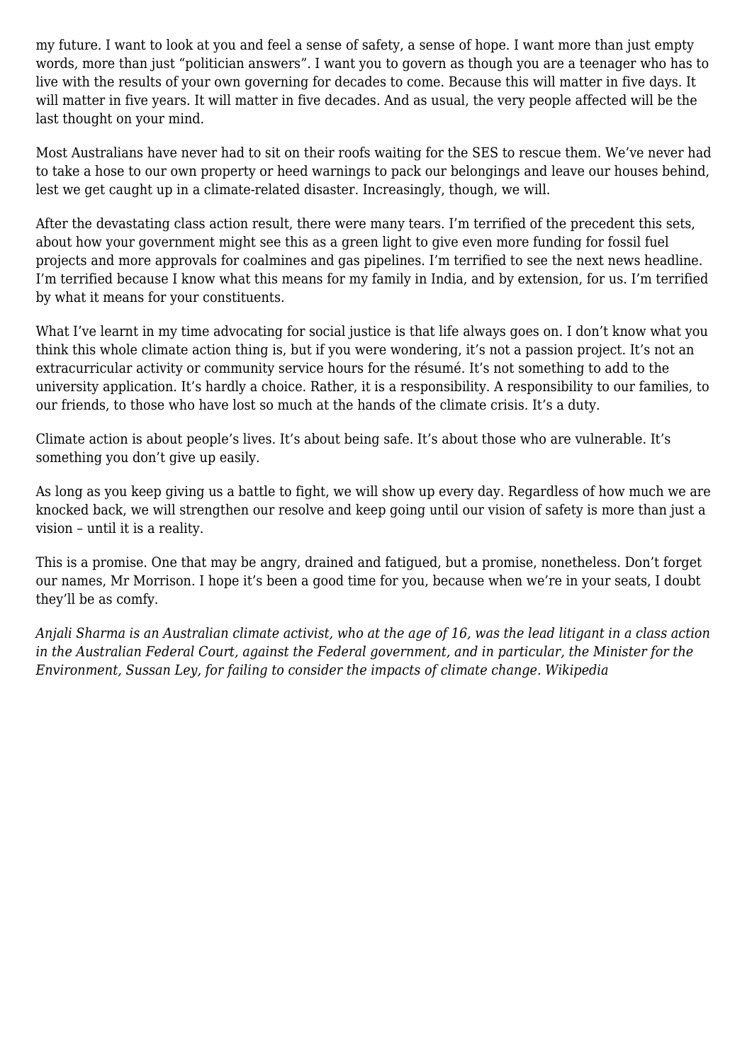my future. I want to look at you and feel a sense of safety, a sense of hope. I want more than just empty words, more than just "politician answers". I want you to govern as though you are a teenager who has to live with the results of your own governing for decades to come. Because this will matter in five days. It will matter in five years. It will matter in five decades. And as usual, the very people affected will be the last thought on your mind.

Most Australians have never had to sit on their roofs waiting for the SES to rescue them. We've never had to take a hose to our own property or heed warnings to pack our belongings and leave our houses behind, lest we get caught up in a climate-related disaster. Increasingly, though, we will.

After the devastating class action result, there were many tears. I'm terrified of the precedent this sets, about how your government might see this as a green light to give even more funding for fossil fuel projects and more approvals for coalmines and gas pipelines. I'm terrified to see the next news headline. I'm terrified because I know what this means for my family in India, and by extension, for us. I'm terrified by what it means for your constituents.

What I've learnt in my time advocating for social justice is that life always goes on. I don't know what you think this whole climate action thing is, but if you were wondering, it's not a passion project. It's not an extracurricular activity or community service hours for the résumé. It's not something to add to the university application. It's hardly a choice. Rather, it is a responsibility. A responsibility to our families, to our friends, to those who have lost so much at the hands of the climate crisis. It's a duty.

Climate action is about people's lives. It's about being safe. It's about those who are vulnerable. It's something you don't give up easily.

As long as you keep giving us a battle to fight, we will show up every day. Regardless of how much we are knocked back, we will strengthen our resolve and keep going until our vision of safety is more than just a vision – until it is a reality.

This is a promise. One that may be angry, drained and fatigued, but a promise, nonetheless. Don't forget our names, Mr Morrison. I hope it's been a good time for you, because when we're in your seats, I doubt they'll be as comfy.

*Anjali Sharma is an Australian climate activist, who at the age of 16, was the lead litigant in a class action in the Australian Federal Court, against the Federal government, and in particular, the Minister for the Environment, Sussan Ley, for failing to consider the impacts of climate change. Wikipedia*